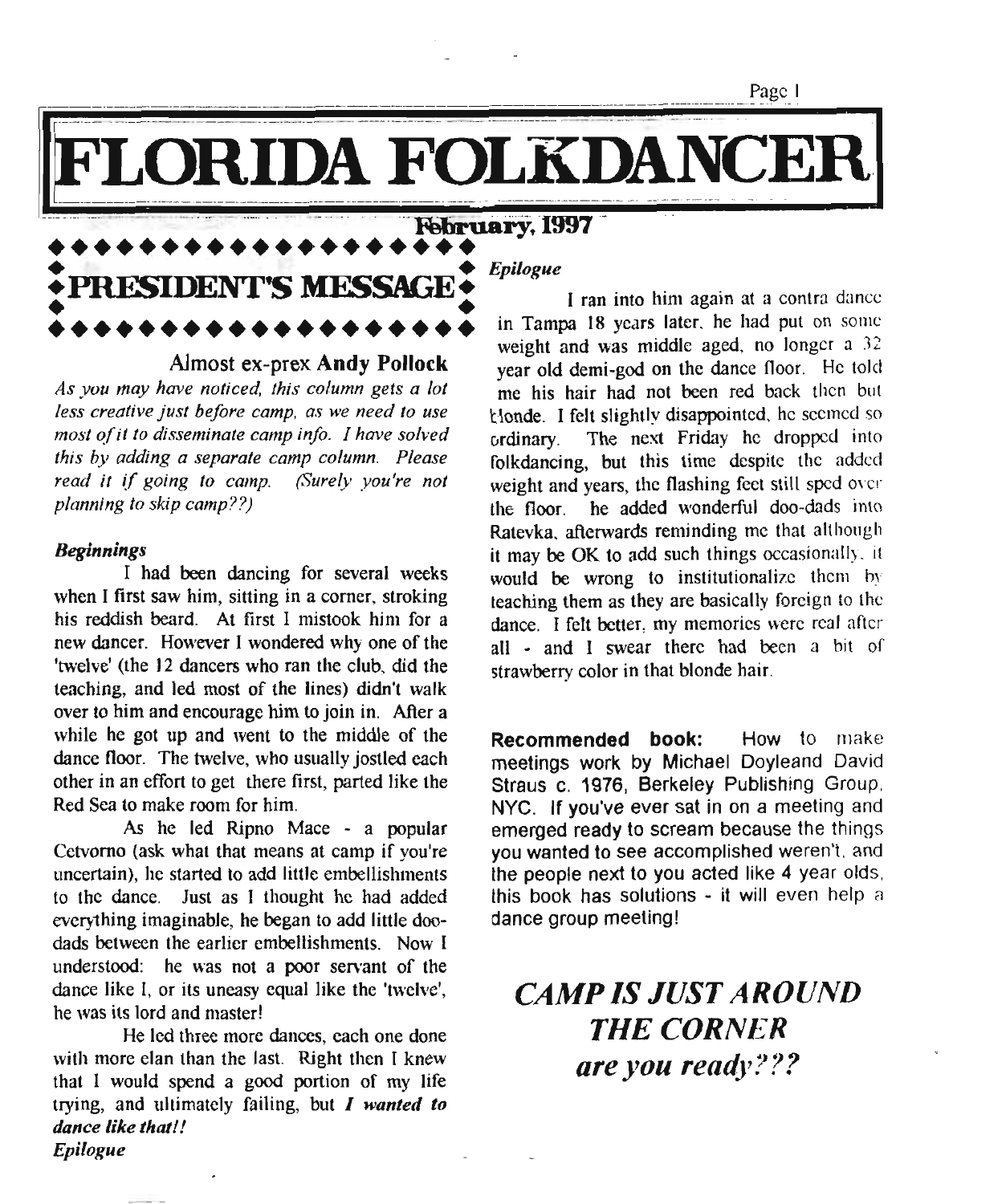# FLORIDA FOLKDANCER

**February, 1997**

## PRESIDENT'S MESSAGE

### Almost ex-prex **Andy Pollock**

*As you may have noticed, this column gets a lot less creative just before camp, as we need to use most of it to disseminate camp info. I have solved this by adding a separate camp column. Please read it if going to camp. (Surely you're not planning to skip camp??)*

***Beginnings***

I had been dancing for several weeks when I first saw him, sitting in a corner, stroking his reddish beard. At first I mistook him for a new dancer. However I wondered why one of the 'twelve' (the 12 dancers who ran the club, did the teaching, and led most of the lines) didn't walk over to him and encourage him to join in. After a while he got up and went to the middle of the dance floor. The twelve, who usually jostled each other in an effort to get there first, parted like the Red Sea to make room for him.

As he led Ripno Mace - a popular Cetvorno (ask what that means at camp if you're uncertain), he started to add little embellishments to the dance. Just as I thought he had added everything imaginable, he began to add little doo-dads between the earlier embellishments. Now I understood: he was not a poor servant of the dance like I, or its uneasy equal like the 'twelve', he was its lord and master!

He led three more dances, each one done with more elan than the last. Right then I knew that I would spend a good portion of my life trying, and ultimately failing, but ***I wanted to dance like that!!***

***Epilogue***

***Epilogue***

I ran into him again at a contra dance in Tampa 18 years later, he had put on some weight and was middle aged, no longer a 32 year old demi-god on the dance floor. He told me his hair had not been red back then but blonde. I felt slightly disappointed, he seemed so ordinary. The next Friday he dropped into folkdancing, but this time despite the added weight and years, the flashing feet still sped over the floor. he added wonderful doo-dads into Ratevka, afterwards reminding me that although it may be OK to add such things occasionally, it would be wrong to institutionalize them by teaching them as they are basically foreign to the dance. I felt better, my memories were real after all - and I swear there had been a bit of strawberry color in that blonde hair.

**Recommended book:** How to make meetings work by Michael Doyleand David Straus c. 1976, Berkeley Publishing Group, NYC. If you've ever sat in on a meeting and emerged ready to scream because the things you wanted to see accomplished weren't, and the people next to you acted like 4 year olds, this book has solutions - it will even help a dance group meeting!

***CAMP IS JUST AROUND THE CORNER***
***are you ready???***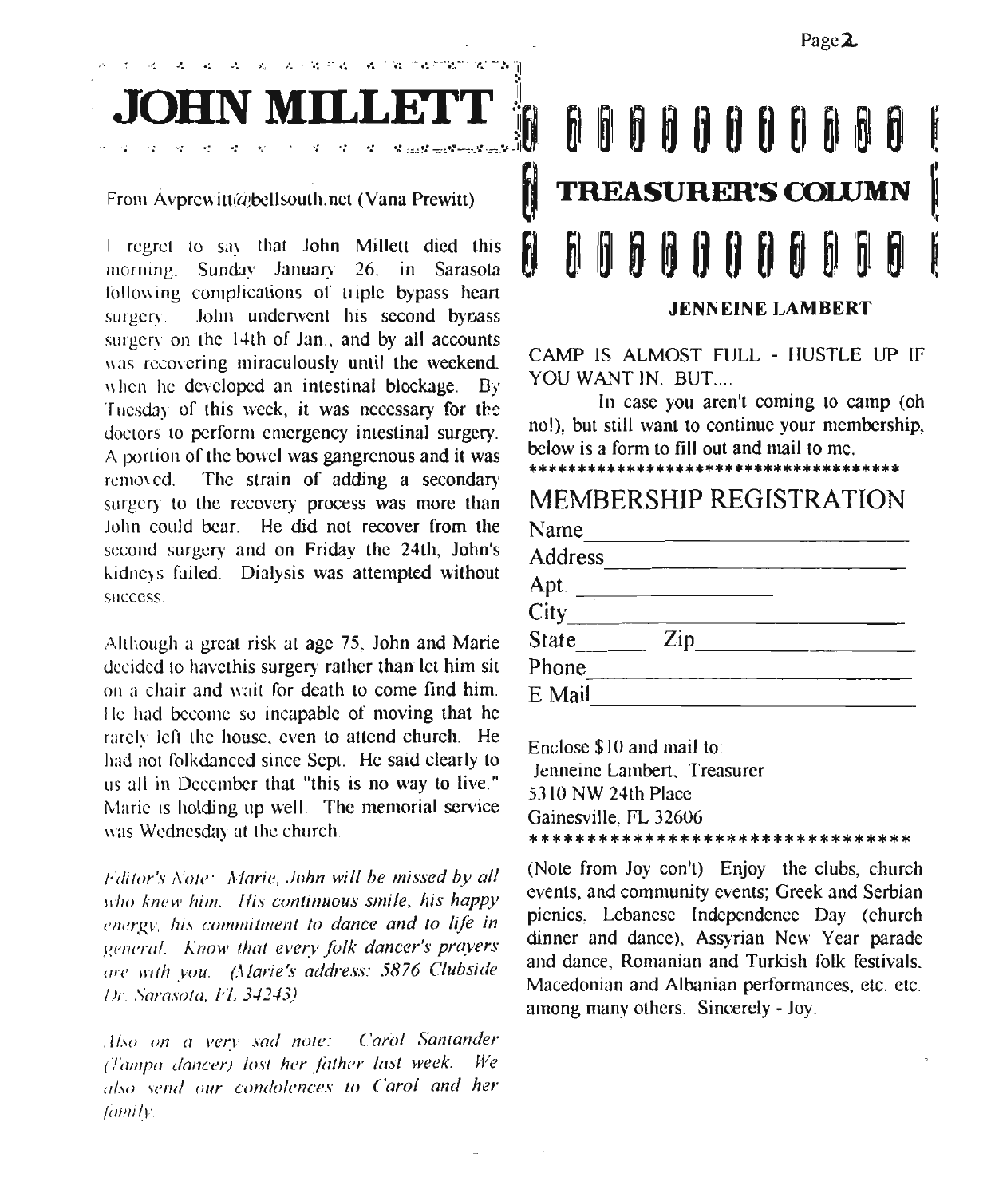# JOHN MILLETT

From Avprewitt@bellsouth.net (Vana Prewitt)

I regret to say that John Millett died this morning, Sunday January 26, in Sarasota following complications of triple bypass heart surgery. John underwent his second bypass surgery on the 14th of Jan., and by all accounts was recovering miraculously until the weekend, when he developed an intestinal blockage. By Tuesday of this week, it was necessary for the doctors to perform emergency intestinal surgery. A portion of the bowel was gangrenous and it was removed. The strain of adding a secondary surgery to the recovery process was more than John could bear. He did not recover from the second surgery and on Friday the 24th, John's kidneys failed. Dialysis was attempted without success.

Although a great risk at age 75, John and Marie decided to havethis surgery rather than let him sit on a chair and wait for death to come find him. He had become so incapable of moving that he rarely left the house, even to attend church. He had not folkdanced since Sept. He said clearly to us all in December that "this is no way to live." Marie is holding up well. The memorial service was Wednesday at the church.

*Editor's Note: Marie, John will be missed by all who knew him. His continuous smile, his happy energy, his commitment to dance and to life in general. Know that every folk dancer's prayers are with you. (Marie's address: 5876 Clubside Dr. Sarasota, FL 34243)*

*Also on a very sad note: Carol Santander (Tampa dancer) lost her father last week. We also send our condolences to Carol and her family.*

# TREASURER'S COLUMN

**JENNEINE LAMBERT**

CAMP IS ALMOST FULL - HUSTLE UP IF YOU WANT IN. BUT....

In case you aren't coming to camp (oh no!), but still want to continue your membership, below is a form to fill out and mail to me.

**************************************

## MEMBERSHIP REGISTRATION

Name ____________________

Address ____________________

Apt. ______________

City ____________________

State ______ Zip ______________

Phone ____________________

E Mail ____________________

Enclose $10 and mail to:
Jenneine Lambert, Treasurer
5310 NW 24th Place
Gainesville, FL 32606

********************************

(Note from Joy con't) Enjoy the clubs, church events, and community events; Greek and Serbian picnics, Lebanese Independence Day (church dinner and dance), Assyrian New Year parade and dance, Romanian and Turkish folk festivals, Macedonian and Albanian performances, etc. etc. among many others. Sincerely - Joy.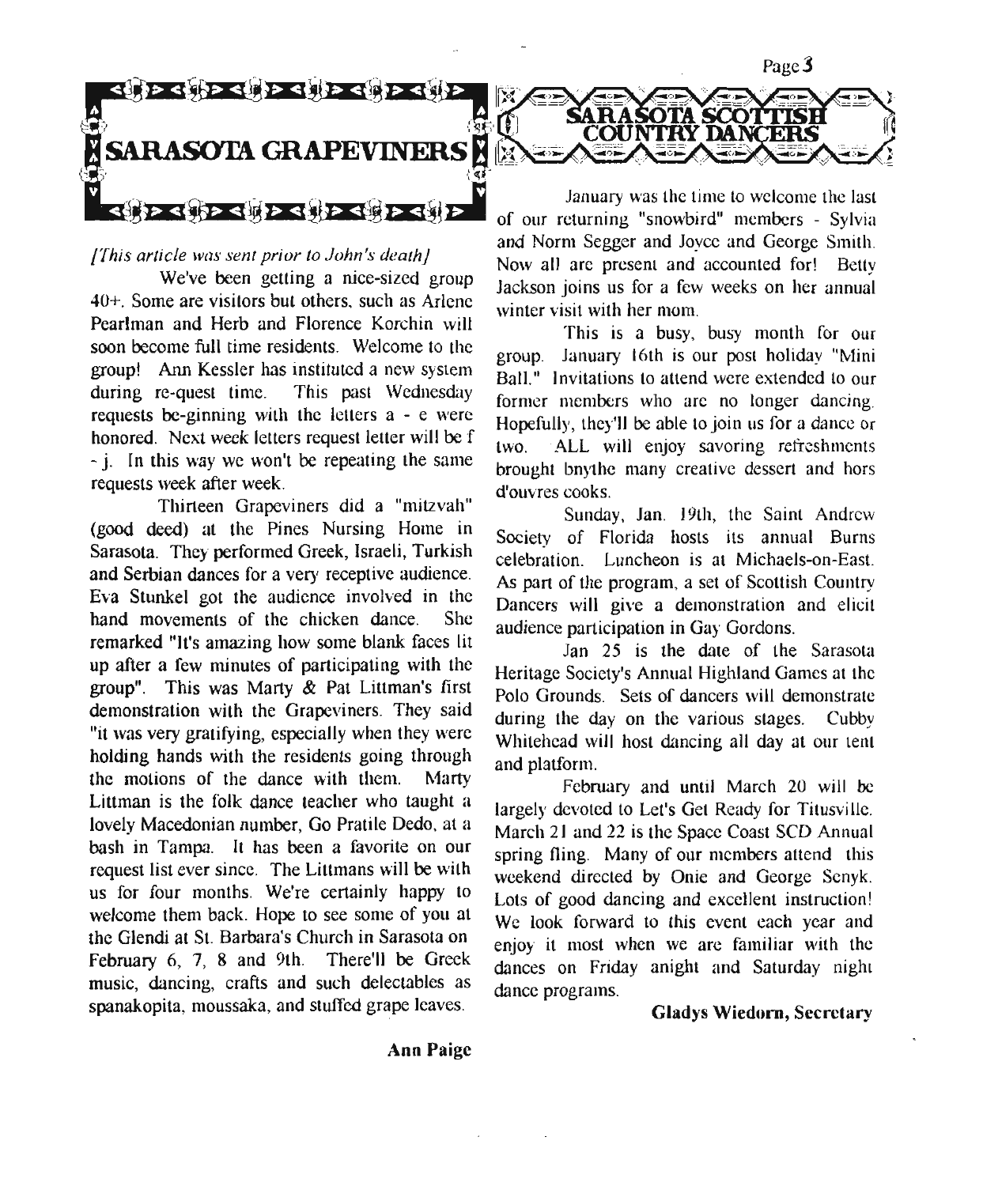# SARASOTA GRAPEVINERS

*[This article was sent prior to John's death]*

We've been getting a nice-sized group 40+. Some are visitors but others, such as Arlene Pearlman and Herb and Florence Korchin will soon become full time residents. Welcome to the group! Ann Kessler has instituted a new system during re-quest time. This past Wednesday requests be-ginning with the letters a - e were honored. Next week letters request letter will be f - j. In this way we won't be repeating the same requests week after week.

Thirteen Grapeviners did a "mitzvah" (good deed) at the Pines Nursing Home in Sarasota. They performed Greek, Israeli, Turkish and Serbian dances for a very receptive audience. Eva Stunkel got the audience involved in the hand movements of the chicken dance. She remarked "It's amazing how some blank faces lit up after a few minutes of participating with the group". This was Marty & Pat Littman's first demonstration with the Grapeviners. They said "it was very gratifying, especially when they were holding hands with the residents going through the motions of the dance with them. Marty Littman is the folk dance teacher who taught a lovely Macedonian number, Go Pratile Dedo, at a bash in Tampa. It has been a favorite on our request list ever since. The Littmans will be with us for four months. We're certainly happy to welcome them back. Hope to see some of you at the Glendi at St. Barbara's Church in Sarasota on February 6, 7, 8 and 9th. There'll be Greek music, dancing, crafts and such delectables as spanakopita, moussaka, and stuffed grape leaves.

**Ann Paige**

# SARASOTA SCOTTISH COUNTRY DANCERS

January was the time to welcome the last of our returning "snowbird" members - Sylvia and Norm Segger and Joyce and George Smith. Now all are present and accounted for! Betty Jackson joins us for a few weeks on her annual winter visit with her mom.

This is a busy, busy month for our group. January 16th is our post holiday "Mini Ball." Invitations to attend were extended to our former members who are no longer dancing. Hopefully, they'll be able to join us for a dance or two. ALL will enjoy savoring refreshments brought bnythe many creative dessert and hors d'ouvres cooks.

Sunday, Jan. 19th, the Saint Andrew Society of Florida hosts its annual Burns celebration. Luncheon is at Michaels-on-East. As part of the program, a set of Scottish Country Dancers will give a demonstration and elicit audience participation in Gay Gordons.

Jan 25 is the date of the Sarasota Heritage Society's Annual Highland Games at the Polo Grounds. Sets of dancers will demonstrate during the day on the various stages. Cubby Whitehead will host dancing all day at our tent and platform.

February and until March 20 will be largely devoted to Let's Get Ready for Titusville. March 21 and 22 is the Space Coast SCD Annual spring fling. Many of our members attend this weekend directed by Onie and George Senyk. Lots of good dancing and excellent instruction! We look forward to this event each year and enjoy it most when we are familiar with the dances on Friday anight and Saturday night dance programs.

**Gladys Wiedorn, Secretary**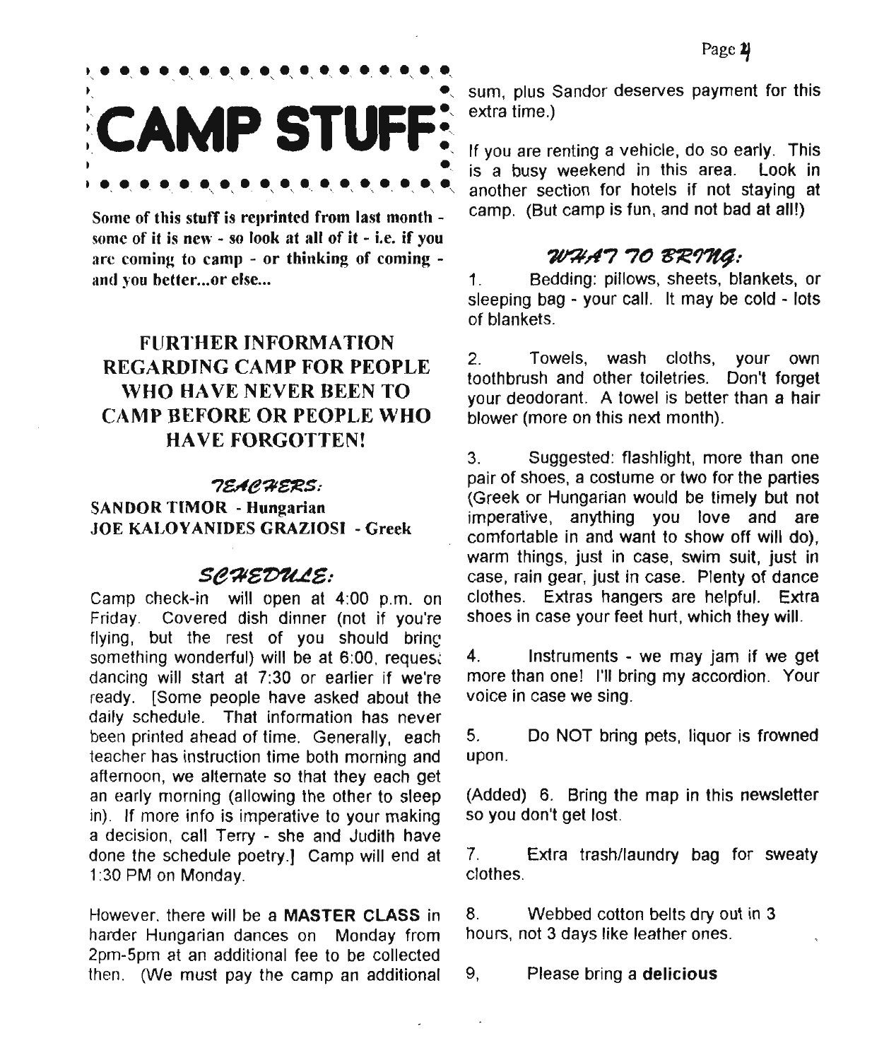# CAMP STUFF:

**Some of this stuff is reprinted from last month - some of it is new - so look at all of it - i.e. if you are coming to camp - or thinking of coming - and you better...or else...**

## FURTHER INFORMATION REGARDING CAMP FOR PEOPLE WHO HAVE NEVER BEEN TO CAMP BEFORE OR PEOPLE WHO HAVE FORGOTTEN!

### TEACHERS:

**SANDOR TIMOR - Hungarian**
**JOE KALOYANIDES GRAZIOSI - Greek**

### SCHEDULE:

Camp check-in will open at 4:00 p.m. on Friday. Covered dish dinner (not if you're flying, but the rest of you should bring something wonderful) will be at 6:00, request dancing will start at 7:30 or earlier if we're ready. [Some people have asked about the daily schedule. That information has never been printed ahead of time. Generally, each teacher has instruction time both morning and afternoon, we alternate so that they each get an early morning (allowing the other to sleep in). If more info is imperative to your making a decision, call Terry - she and Judith have done the schedule poetry.] Camp will end at 1:30 PM on Monday.

However, there will be a **MASTER CLASS** in harder Hungarian dances on Monday from 2pm-5pm at an additional fee to be collected then. (We must pay the camp an additional sum, plus Sandor deserves payment for this extra time.)

If you are renting a vehicle, do so early. This is a busy weekend in this area. Look in another section for hotels if not staying at camp. (But camp is fun, and not bad at all!)

### WHAT TO BRING:

1. Bedding: pillows, sheets, blankets, or sleeping bag - your call. It may be cold - lots of blankets.

2. Towels, wash cloths, your own toothbrush and other toiletries. Don't forget your deodorant. A towel is better than a hair blower (more on this next month).

3. Suggested: flashlight, more than one pair of shoes, a costume or two for the parties (Greek or Hungarian would be timely but not imperative, anything you love and are comfortable in and want to show off will do), warm things, just in case, swim suit, just in case, rain gear, just in case. Plenty of dance clothes. Extras hangers are helpful. Extra shoes in case your feet hurt, which they will.

4. Instruments - we may jam if we get more than one! I'll bring my accordion. Your voice in case we sing.

5. Do NOT bring pets, liquor is frowned upon.

(Added) 6. Bring the map in this newsletter so you don't get lost.

7. Extra trash/laundry bag for sweaty clothes.

8. Webbed cotton belts dry out in 3 hours, not 3 days like leather ones.

9, Please bring a **delicious**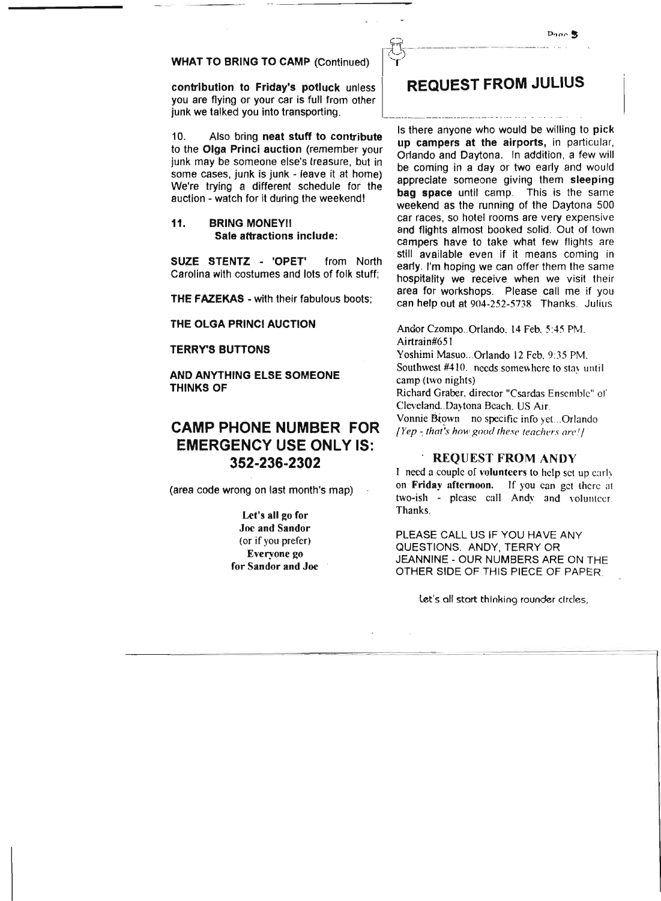**WHAT TO BRING TO CAMP** (Continued)

**contribution to Friday's potluck** unless you are flying or your car is full from other junk we talked you into transporting.

10. Also bring **neat stuff to contribute** to the **Olga Princi auction** (remember your junk may be someone else's treasure, but in some cases, junk is junk - leave it at home) We're trying a different schedule for the auction - watch for it during the weekend!

11. **BRING MONEY!!**
**Sale attractions include:**

**SUZE STENTZ - 'OPET'** from North Carolina with costumes and lots of folk stuff;

**THE FAZEKAS** - with their fabulous boots;

**THE OLGA PRINCI AUCTION**

**TERRY'S BUTTONS**

**AND ANYTHING ELSE SOMEONE THINKS OF**

## CAMP PHONE NUMBER FOR EMERGENCY USE ONLY IS: 352-236-2302

(area code wrong on last month's map)

**Let's all go for**
**Joe and Sandor**
(or if you prefer)
**Everyone go**
**for Sandor and Joe**

## REQUEST FROM JULIUS

Is there anyone who would be willing to **pick up campers at the airports**, in particular, Orlando and Daytona. In addition, a few will be coming in a day or two early and would appreciate someone giving them **sleeping bag space** until camp. This is the same weekend as the running of the Daytona 500 car races, so hotel rooms are very expensive and flights almost booked solid. Out of town campers have to take what few flights are still available even if it means coming in early. I'm hoping we can offer them the same hospitality we receive when we visit their area for workshops. Please call me if you can help out at 904-252-5738. Thanks. Julius

Andor Czompo..Orlando, 14 Feb, 5:45 PM, Airtrain#651
Yoshimi Masuo...Orlando 12 Feb, 9:35 PM, Southwest #410. needs somewhere to stay until camp (two nights)
Richard Graber, director "Csardas Ensemble" of Cleveland..Daytona Beach, US Air.
Vonnie Brown no specific info yet...Orlando
*[Yep - that's how good these teachers are!]*

### REQUEST FROM ANDY

I need a couple of **volunteers** to help set up early on **Friday afternoon.** If you can get there at two-ish - please call Andy and volunteer. Thanks.

PLEASE CALL US IF YOU HAVE ANY QUESTIONS. ANDY, TERRY OR JEANNINE - OUR NUMBERS ARE ON THE OTHER SIDE OF THIS PIECE OF PAPER.

Let's all start thinking rounder circles.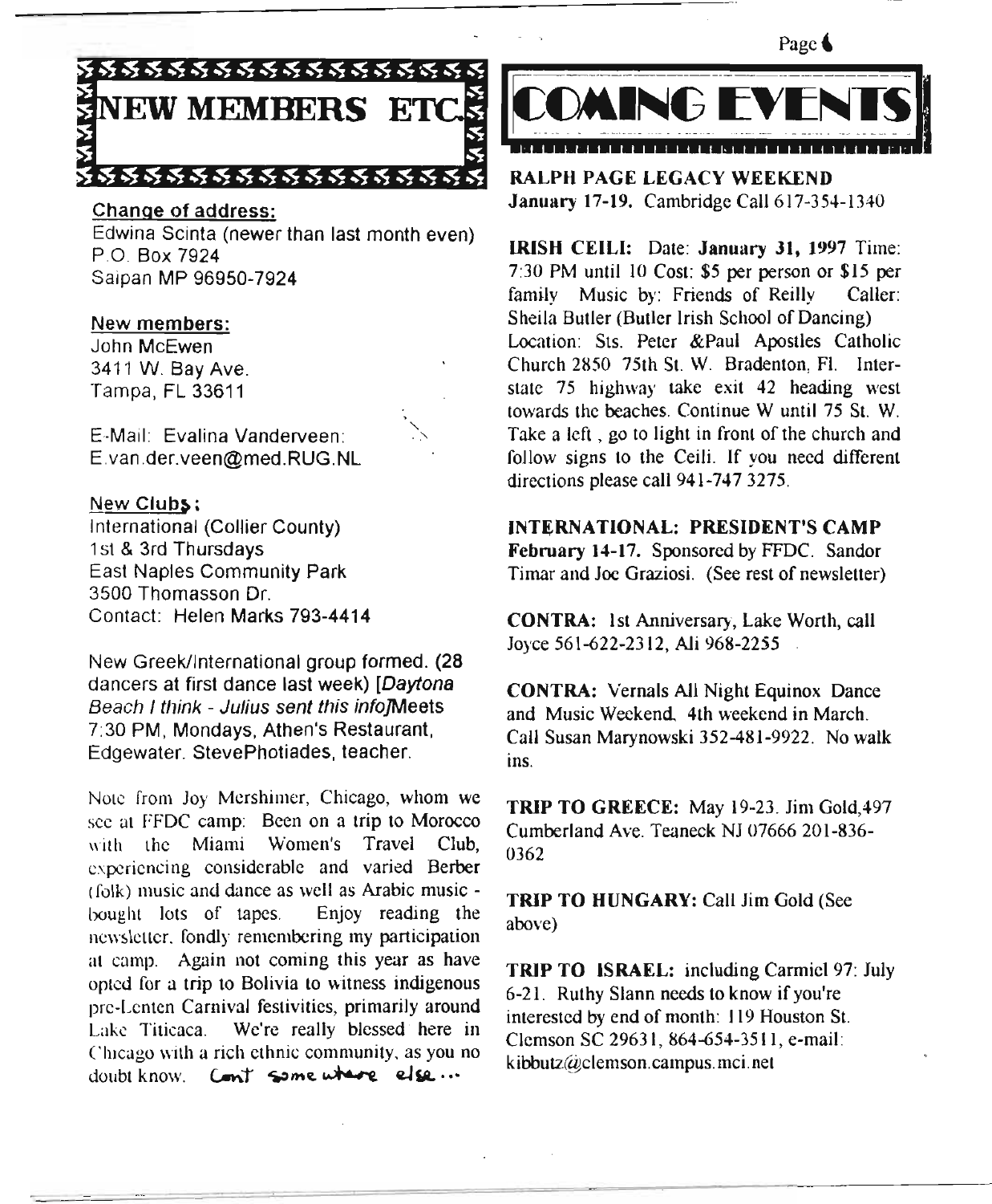## NEW MEMBERS ETC.

**Change of address:**

Edwina Scinta (newer than last month even)
P.O. Box 7924
Saipan MP 96950-7924

**New members:**

John McEwen
3411 W. Bay Ave.
Tampa, FL 33611

E-Mail: Evalina Vanderveen:
E.van.der.veen@med.RUG.NL

**New Clubs:**

International (Collier County)
1st & 3rd Thursdays
East Naples Community Park
3500 Thomasson Dr.
Contact: Helen Marks 793-4414

New Greek/International group formed. (28 dancers at first dance last week) [*Daytona Beach I think - Julius sent this info*]Meets 7:30 PM, Mondays, Athen's Restaurant, Edgewater. StevePhotiades, teacher.

Note from Joy Mershimer, Chicago, whom we see at FFDC camp: Been on a trip to Morocco with the Miami Women's Travel Club, experiencing considerable and varied Berber (folk) music and dance as well as Arabic music - bought lots of tapes. Enjoy reading the newsletter, fondly remembering my participation at camp. Again not coming this year as have opted for a trip to Bolivia to witness indigenous pre-Lenten Carnival festivities, primarily around Lake Titicaca. We're really blessed here in Chicago with a rich ethnic community, as you no doubt know. Con't some where else...

## COMING EVENTS

**RALPH PAGE LEGACY WEEKEND**
**January 17-19.** Cambridge Call 617-354-1340

**IRISH CEILI:** Date: **January 31, 1997** Time: 7:30 PM until 10 Cost: $5 per person or $15 per family Music by: Friends of Reilly Caller: Sheila Butler (Butler Irish School of Dancing) Location: Sts. Peter &Paul Apostles Catholic Church 2850 75th St. W. Bradenton, Fl. Interstate 75 highway take exit 42 heading west towards the beaches. Continue W until 75 St. W. Take a left , go to light in front of the church and follow signs to the Ceili. If you need different directions please call 941-747 3275.

**INTERNATIONAL: PRESIDENT'S CAMP**
**February 14-17.** Sponsored by FFDC. Sandor Timar and Joe Graziosi. (See rest of newsletter)

**CONTRA:** 1st Anniversary, Lake Worth, call Joyce 561-622-2312, Ali 968-2255

**CONTRA:** Vernals All Night Equinox Dance and Music Weekend. 4th weekend in March. Call Susan Marynowski 352-481-9922. No walk ins.

**TRIP TO GREECE:** May 19-23. Jim Gold,497 Cumberland Ave. Teaneck NJ 07666 201-836-0362

**TRIP TO HUNGARY:** Call Jim Gold (See above)

**TRIP TO ISRAEL:** including Carmiel 97: July 6-21. Ruthy Slann needs to know if you're interested by end of month: 119 Houston St. Clemson SC 29631, 864-654-3511, e-mail: kibbutz@clemson.campus.mci.net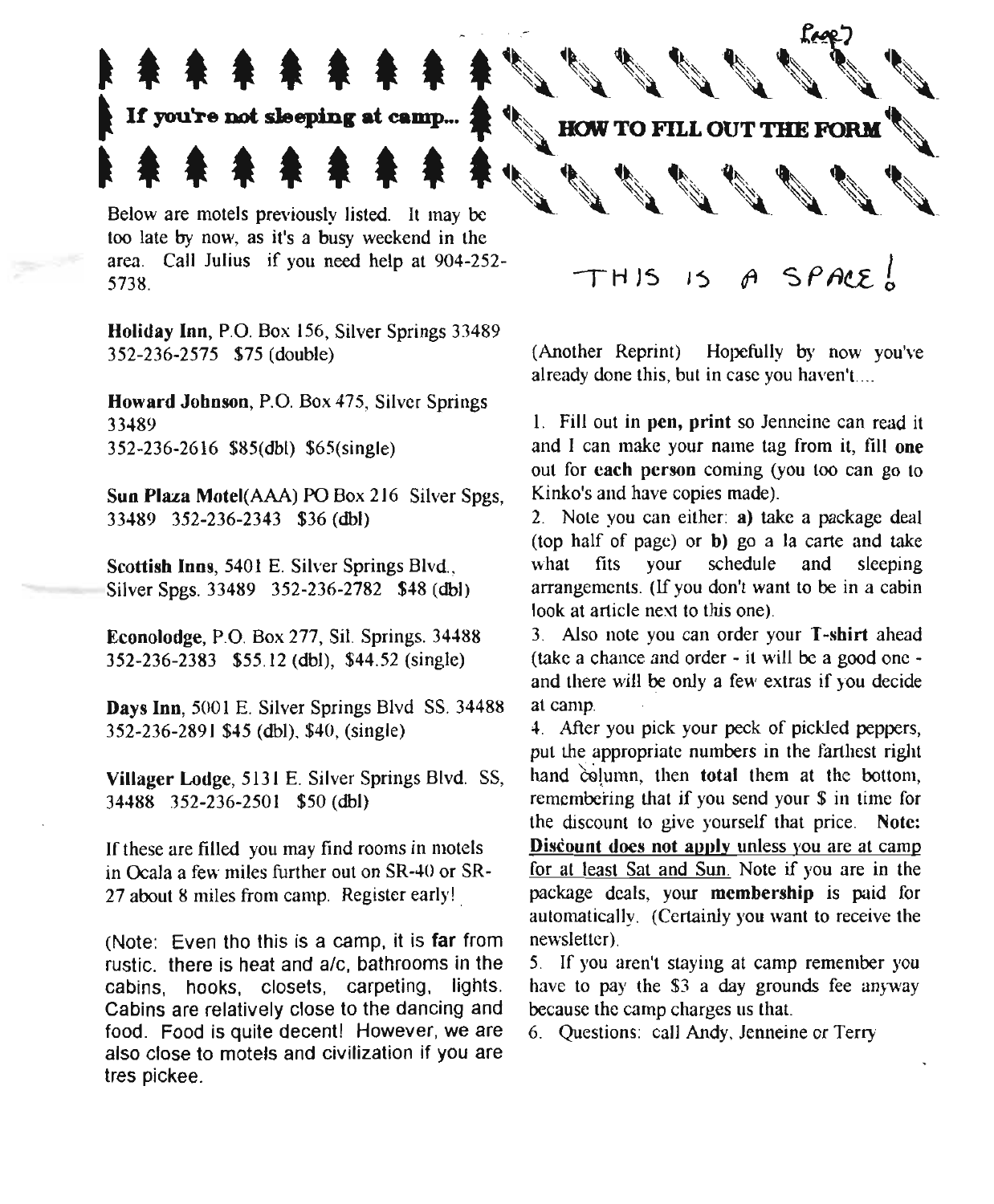## If you're not sleeping at camp...

Below are motels previously listed. It may be too late by now, as it's a busy weekend in the area. Call Julius if you need help at 904-252-5738.

**Holiday Inn**, P.O. Box 156, Silver Springs 33489
352-236-2575 $75 (double)

**Howard Johnson**, P.O. Box 475, Silver Springs 33489
352-236-2616 $85(dbl) $65(single)

**Sun Plaza Motel**(AAA) PO Box 216 Silver Spgs, 33489 352-236-2343 $36 (dbl)

**Scottish Inns**, 5401 E. Silver Springs Blvd., Silver Spgs. 33489 352-236-2782 $48 (dbl)

**Econolodge**, P.O. Box 277, Sil. Springs. 34488
352-236-2383 $55.12 (dbl), $44.52 (single)

**Days Inn**, 5001 E. Silver Springs Blvd SS. 34488
352-236-2891 $45 (dbl), $40, (single)

**Villager Lodge**, 5131 E. Silver Springs Blvd. SS, 34488 352-236-2501 $50 (dbl)

If these are filled you may find rooms in motels in Ocala a few miles further out on SR-40 or SR-27 about 8 miles from camp. Register early!

(Note: Even tho this is a camp, it is **far** from rustic. there is heat and a/c, bathrooms in the cabins, hooks, closets, carpeting, lights. Cabins are relatively close to the dancing and food. Food is quite decent! However, we are also close to motels and civilization if you are tres pickee.

## HOW TO FILL OUT THE FORM

THIS IS A SPACE!

(Another Reprint) Hopefully by now you've already done this, but in case you haven't....

1. Fill out in **pen**, **print** so Jenneine can read it and I can make your name tag from it, fill **one** out for **each person** coming (you too can go to Kinko's and have copies made).
2. Note you can either: **a)** take a package deal (top half of page) or **b)** go a la carte and take what fits your schedule and sleeping arrangements. (If you don't want to be in a cabin look at article next to this one).
3. Also note you can order your **T-shirt** ahead (take a chance and order - it will be a good one - and there will be only a few extras if you decide at camp.
4. After you pick your peck of pickled peppers, put the appropriate numbers in the farthest right hand column, then **total** them at the bottom, remembering that if you send your $ in time for the discount to give yourself that price. **Note: Discount does not apply** unless you are at camp for at least Sat and Sun. Note if you are in the package deals, your **membership** is paid for automatically. (Certainly you want to receive the newsletter).
5. If you aren't staying at camp remember you have to pay the $3 a day grounds fee anyway because the camp charges us that.
6. Questions: call Andy, Jenneine or Terry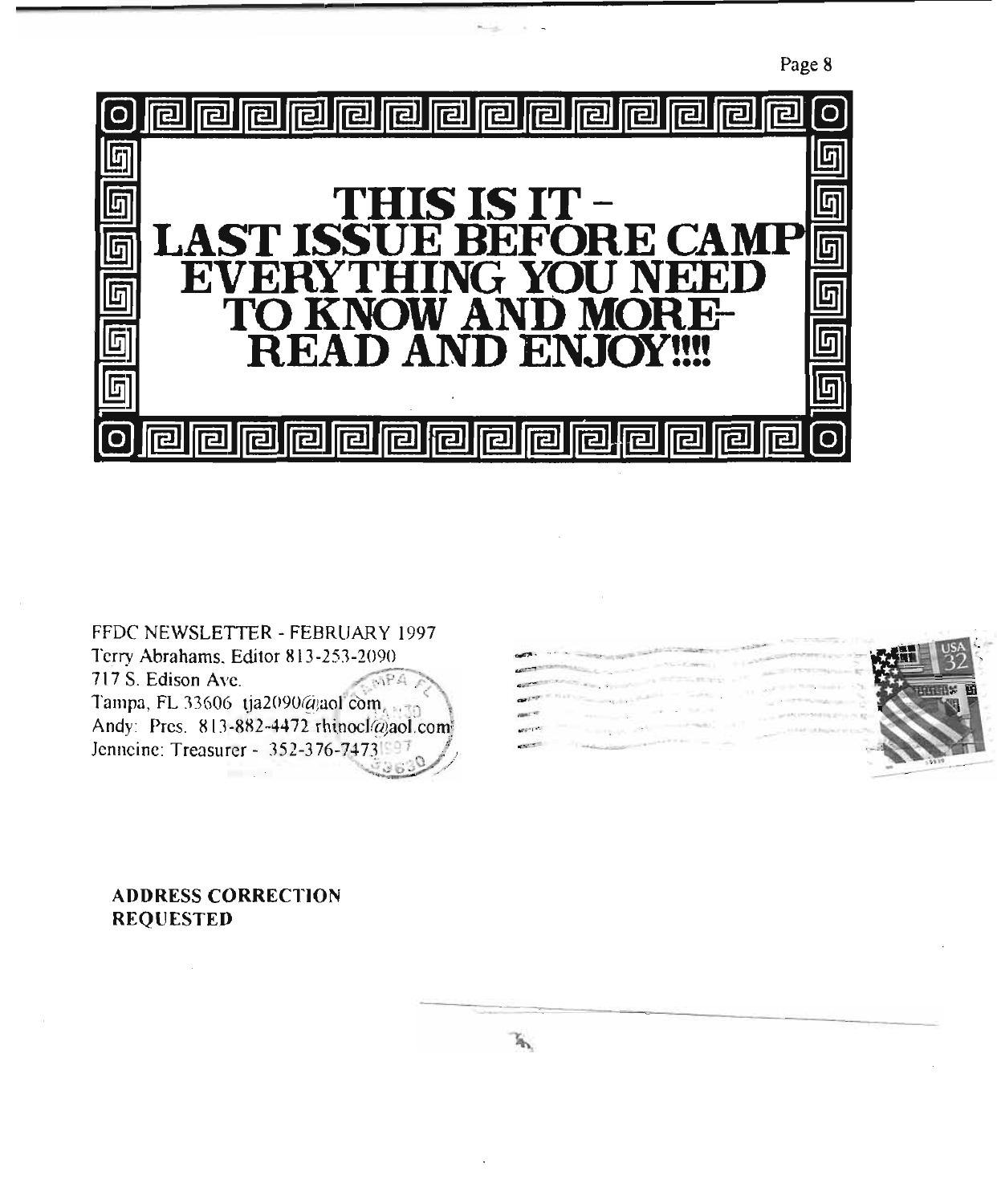# THIS IS IT - LAST ISSUE BEFORE CAMP EVERYTHING YOU NEED TO KNOW AND MORE- READ AND ENJOY!!!!

FFDC NEWSLETTER - FEBRUARY 1997
Terry Abrahams, Editor 813-253-2090
717 S. Edison Ave.
Tampa, FL 33606 tja2090@aol.com
Andy: Pres. 813-882-4472 rhinocl@aol.com
Jenneine: Treasurer - 352-376-7473

**ADDRESS CORRECTION REQUESTED**